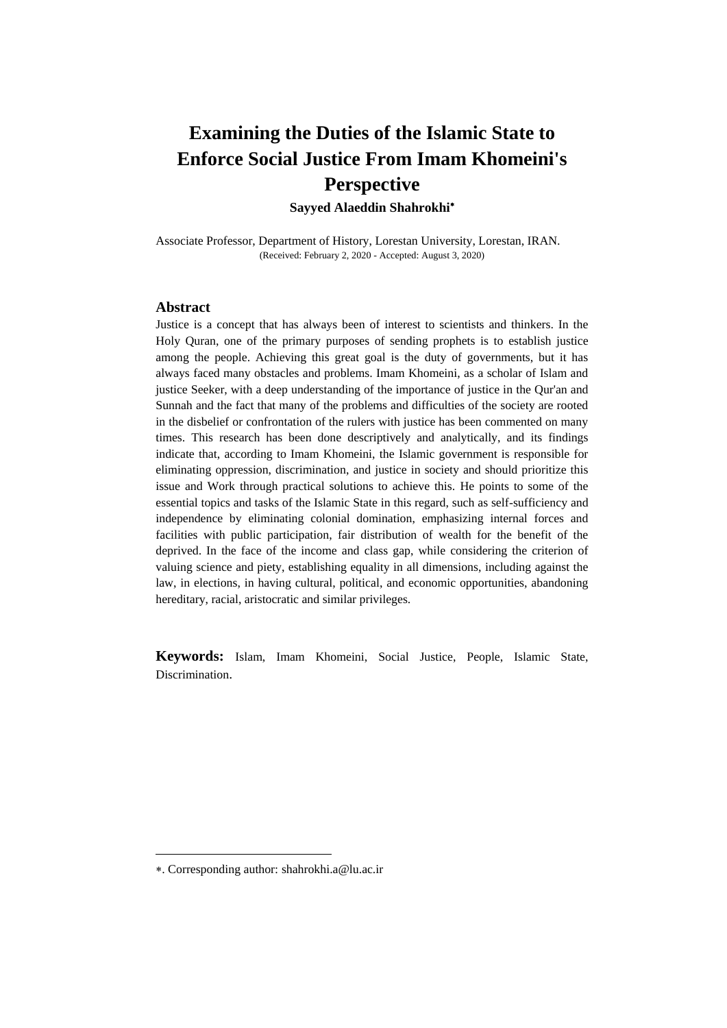# Examining the Duties of the Islamic State to Enforce Social Justice From Imam Khomeini's Perspective

**Sayyed Alaeddin Shahrokhi***

Associate Professor, Department of History, Lorestan University, Lorestan, IRAN.
(Received: February 2, 2020 - Accepted: August 3, 2020)

## Abstract

Justice is a concept that has always been of interest to scientists and thinkers. In the Holy Quran, one of the primary purposes of sending prophets is to establish justice among the people. Achieving this great goal is the duty of governments, but it has always faced many obstacles and problems. Imam Khomeini, as a scholar of Islam and justice Seeker, with a deep understanding of the importance of justice in the Qur'an and Sunnah and the fact that many of the problems and difficulties of the society are rooted in the disbelief or confrontation of the rulers with justice has been commented on many times. This research has been done descriptively and analytically, and its findings indicate that, according to Imam Khomeini, the Islamic government is responsible for eliminating oppression, discrimination, and justice in society and should prioritize this issue and Work through practical solutions to achieve this. He points to some of the essential topics and tasks of the Islamic State in this regard, such as self-sufficiency and independence by eliminating colonial domination, emphasizing internal forces and facilities with public participation, fair distribution of wealth for the benefit of the deprived. In the face of the income and class gap, while considering the criterion of valuing science and piety, establishing equality in all dimensions, including against the law, in elections, in having cultural, political, and economic opportunities, abandoning hereditary, racial, aristocratic and similar privileges.

**Keywords:** Islam, Imam Khomeini, Social Justice, People, Islamic State, Discrimination.

*. Corresponding author: shahrokhi.a@lu.ac.ir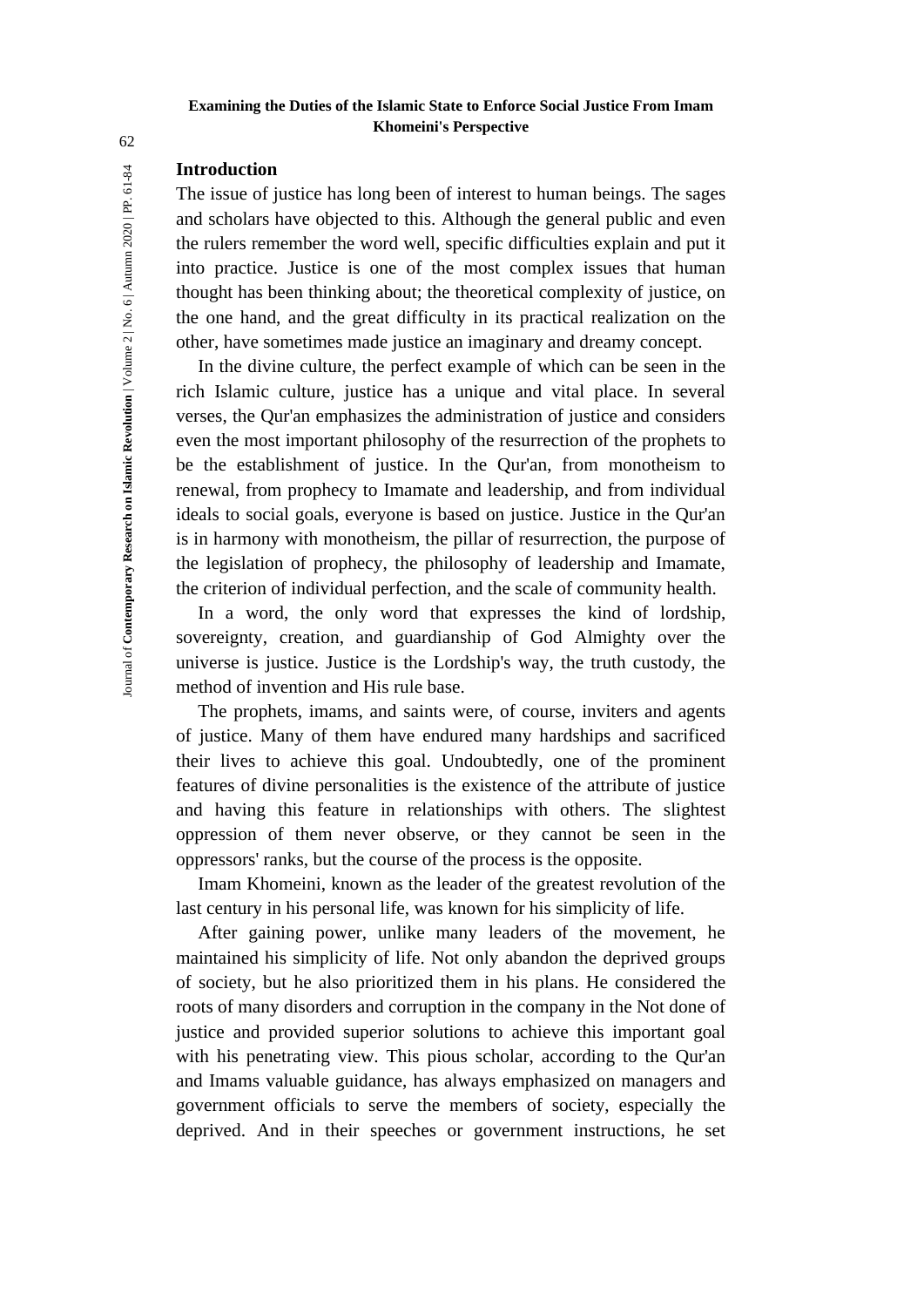## Introduction

The issue of justice has long been of interest to human beings. The sages and scholars have objected to this. Although the general public and even the rulers remember the word well, specific difficulties explain and put it into practice. Justice is one of the most complex issues that human thought has been thinking about; the theoretical complexity of justice, on the one hand, and the great difficulty in its practical realization on the other, have sometimes made justice an imaginary and dreamy concept.

In the divine culture, the perfect example of which can be seen in the rich Islamic culture, justice has a unique and vital place. In several verses, the Qur'an emphasizes the administration of justice and considers even the most important philosophy of the resurrection of the prophets to be the establishment of justice. In the Qur'an, from monotheism to renewal, from prophecy to Imamate and leadership, and from individual ideals to social goals, everyone is based on justice. Justice in the Qur'an is in harmony with monotheism, the pillar of resurrection, the purpose of the legislation of prophecy, the philosophy of leadership and Imamate, the criterion of individual perfection, and the scale of community health.

In a word, the only word that expresses the kind of lordship, sovereignty, creation, and guardianship of God Almighty over the universe is justice. Justice is the Lordship's way, the truth custody, the method of invention and His rule base.

The prophets, imams, and saints were, of course, inviters and agents of justice. Many of them have endured many hardships and sacrificed their lives to achieve this goal. Undoubtedly, one of the prominent features of divine personalities is the existence of the attribute of justice and having this feature in relationships with others. The slightest oppression of them never observe, or they cannot be seen in the oppressors' ranks, but the course of the process is the opposite.

Imam Khomeini, known as the leader of the greatest revolution of the last century in his personal life, was known for his simplicity of life.

After gaining power, unlike many leaders of the movement, he maintained his simplicity of life. Not only abandon the deprived groups of society, but he also prioritized them in his plans. He considered the roots of many disorders and corruption in the company in the Not done of justice and provided superior solutions to achieve this important goal with his penetrating view. This pious scholar, according to the Qur'an and Imams valuable guidance, has always emphasized on managers and government officials to serve the members of society, especially the deprived. And in their speeches or government instructions, he set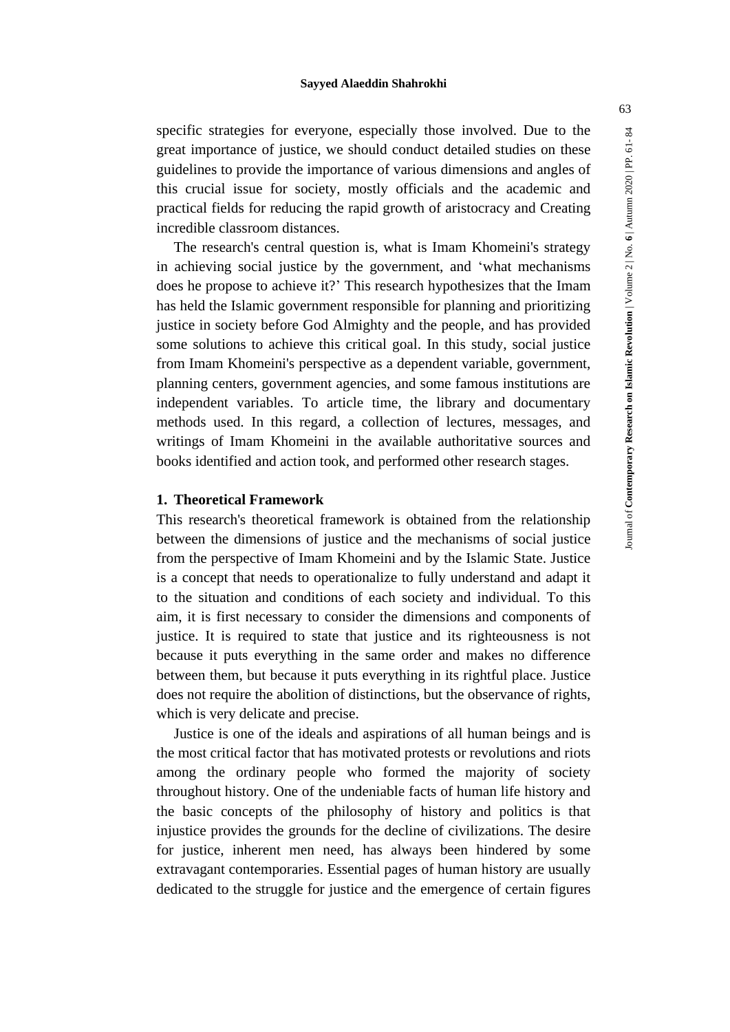specific strategies for everyone, especially those involved. Due to the great importance of justice, we should conduct detailed studies on these guidelines to provide the importance of various dimensions and angles of this crucial issue for society, mostly officials and the academic and practical fields for reducing the rapid growth of aristocracy and Creating incredible classroom distances.

The research's central question is, what is Imam Khomeini's strategy in achieving social justice by the government, and 'what mechanisms does he propose to achieve it?' This research hypothesizes that the Imam has held the Islamic government responsible for planning and prioritizing justice in society before God Almighty and the people, and has provided some solutions to achieve this critical goal. In this study, social justice from Imam Khomeini's perspective as a dependent variable, government, planning centers, government agencies, and some famous institutions are independent variables. To article time, the library and documentary methods used. In this regard, a collection of lectures, messages, and writings of Imam Khomeini in the available authoritative sources and books identified and action took, and performed other research stages.

## 1. Theoretical Framework

This research's theoretical framework is obtained from the relationship between the dimensions of justice and the mechanisms of social justice from the perspective of Imam Khomeini and by the Islamic State. Justice is a concept that needs to operationalize to fully understand and adapt it to the situation and conditions of each society and individual. To this aim, it is first necessary to consider the dimensions and components of justice. It is required to state that justice and its righteousness is not because it puts everything in the same order and makes no difference between them, but because it puts everything in its rightful place. Justice does not require the abolition of distinctions, but the observance of rights, which is very delicate and precise.

Justice is one of the ideals and aspirations of all human beings and is the most critical factor that has motivated protests or revolutions and riots among the ordinary people who formed the majority of society throughout history. One of the undeniable facts of human life history and the basic concepts of the philosophy of history and politics is that injustice provides the grounds for the decline of civilizations. The desire for justice, inherent men need, has always been hindered by some extravagant contemporaries. Essential pages of human history are usually dedicated to the struggle for justice and the emergence of certain figures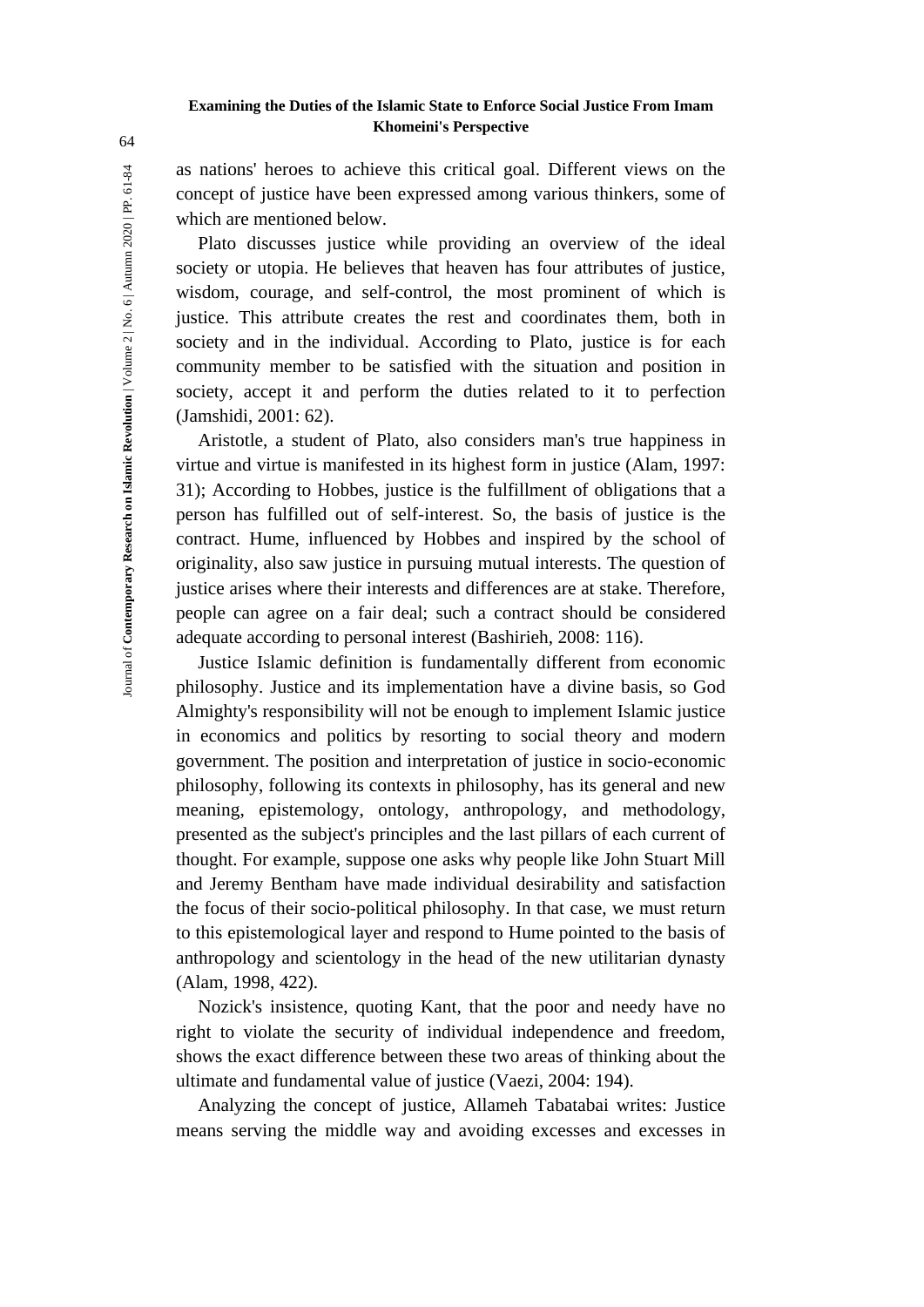as nations' heroes to achieve this critical goal. Different views on the concept of justice have been expressed among various thinkers, some of which are mentioned below.

Plato discusses justice while providing an overview of the ideal society or utopia. He believes that heaven has four attributes of justice, wisdom, courage, and self-control, the most prominent of which is justice. This attribute creates the rest and coordinates them, both in society and in the individual. According to Plato, justice is for each community member to be satisfied with the situation and position in society, accept it and perform the duties related to it to perfection (Jamshidi, 2001: 62).

Aristotle, a student of Plato, also considers man's true happiness in virtue and virtue is manifested in its highest form in justice (Alam, 1997: 31); According to Hobbes, justice is the fulfillment of obligations that a person has fulfilled out of self-interest. So, the basis of justice is the contract. Hume, influenced by Hobbes and inspired by the school of originality, also saw justice in pursuing mutual interests. The question of justice arises where their interests and differences are at stake. Therefore, people can agree on a fair deal; such a contract should be considered adequate according to personal interest (Bashirieh, 2008: 116).

Justice Islamic definition is fundamentally different from economic philosophy. Justice and its implementation have a divine basis, so God Almighty's responsibility will not be enough to implement Islamic justice in economics and politics by resorting to social theory and modern government. The position and interpretation of justice in socio-economic philosophy, following its contexts in philosophy, has its general and new meaning, epistemology, ontology, anthropology, and methodology, presented as the subject's principles and the last pillars of each current of thought. For example, suppose one asks why people like John Stuart Mill and Jeremy Bentham have made individual desirability and satisfaction the focus of their socio-political philosophy. In that case, we must return to this epistemological layer and respond to Hume pointed to the basis of anthropology and scientology in the head of the new utilitarian dynasty (Alam, 1998, 422).

Nozick's insistence, quoting Kant, that the poor and needy have no right to violate the security of individual independence and freedom, shows the exact difference between these two areas of thinking about the ultimate and fundamental value of justice (Vaezi, 2004: 194).

Analyzing the concept of justice, Allameh Tabatabai writes: Justice means serving the middle way and avoiding excesses and excesses in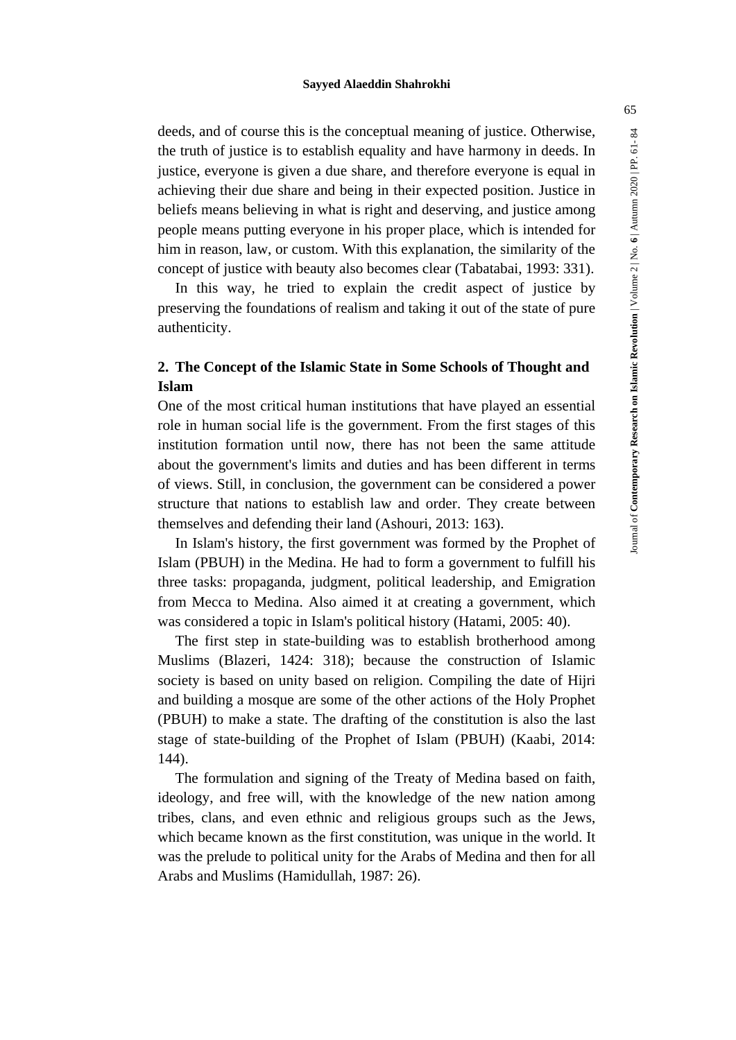deeds, and of course this is the conceptual meaning of justice. Otherwise, the truth of justice is to establish equality and have harmony in deeds. In justice, everyone is given a due share, and therefore everyone is equal in achieving their due share and being in their expected position. Justice in beliefs means believing in what is right and deserving, and justice among people means putting everyone in his proper place, which is intended for him in reason, law, or custom. With this explanation, the similarity of the concept of justice with beauty also becomes clear (Tabatabai, 1993: 331).

In this way, he tried to explain the credit aspect of justice by preserving the foundations of realism and taking it out of the state of pure authenticity.

## 2. The Concept of the Islamic State in Some Schools of Thought and Islam

One of the most critical human institutions that have played an essential role in human social life is the government. From the first stages of this institution formation until now, there has not been the same attitude about the government's limits and duties and has been different in terms of views. Still, in conclusion, the government can be considered a power structure that nations to establish law and order. They create between themselves and defending their land (Ashouri, 2013: 163).

In Islam's history, the first government was formed by the Prophet of Islam (PBUH) in the Medina. He had to form a government to fulfill his three tasks: propaganda, judgment, political leadership, and Emigration from Mecca to Medina. Also aimed it at creating a government, which was considered a topic in Islam's political history (Hatami, 2005: 40).

The first step in state-building was to establish brotherhood among Muslims (Blazeri, 1424: 318); because the construction of Islamic society is based on unity based on religion. Compiling the date of Hijri and building a mosque are some of the other actions of the Holy Prophet (PBUH) to make a state. The drafting of the constitution is also the last stage of state-building of the Prophet of Islam (PBUH) (Kaabi, 2014: 144).

The formulation and signing of the Treaty of Medina based on faith, ideology, and free will, with the knowledge of the new nation among tribes, clans, and even ethnic and religious groups such as the Jews, which became known as the first constitution, was unique in the world. It was the prelude to political unity for the Arabs of Medina and then for all Arabs and Muslims (Hamidullah, 1987: 26).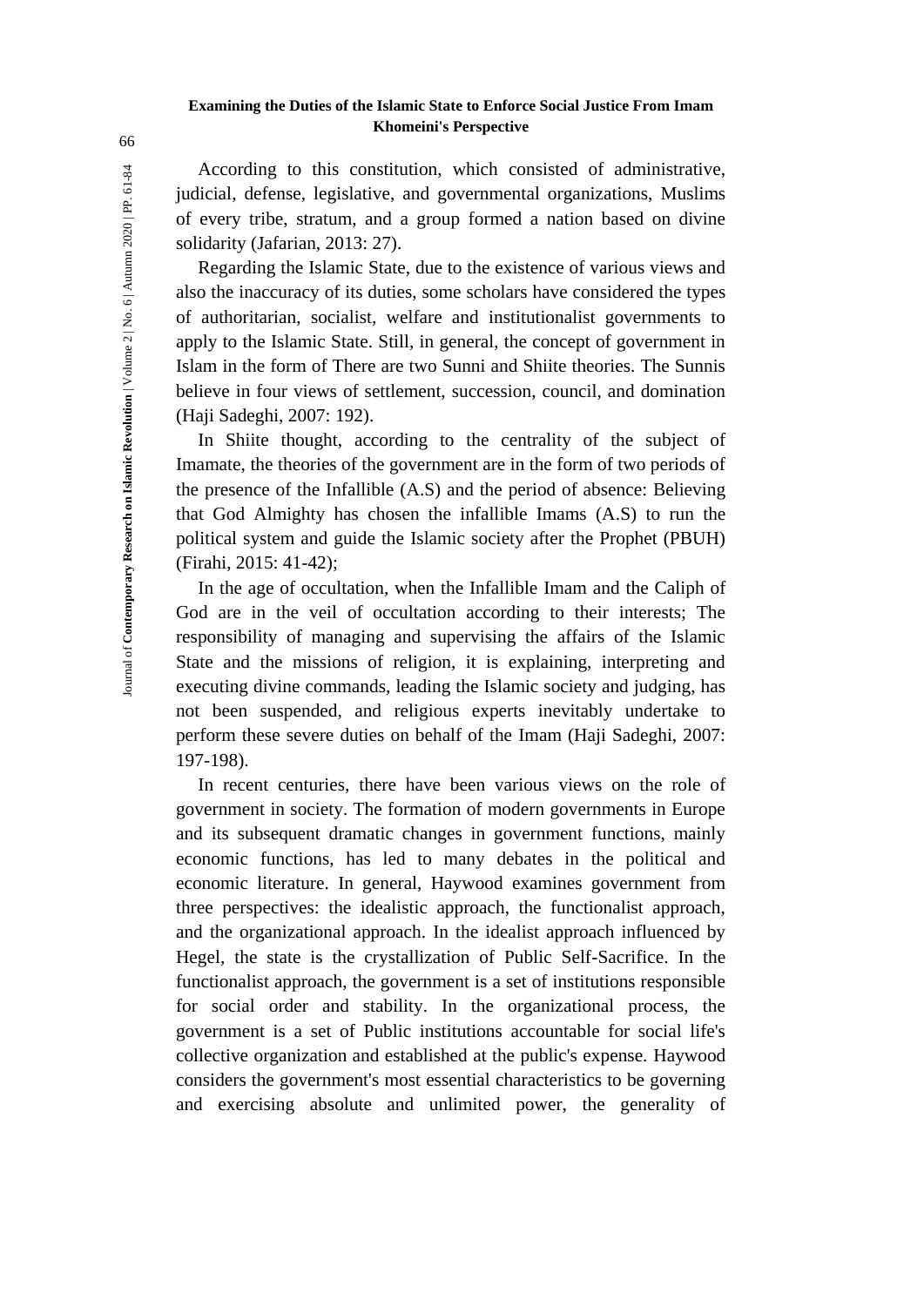According to this constitution, which consisted of administrative, judicial, defense, legislative, and governmental organizations, Muslims of every tribe, stratum, and a group formed a nation based on divine solidarity (Jafarian, 2013: 27).

Regarding the Islamic State, due to the existence of various views and also the inaccuracy of its duties, some scholars have considered the types of authoritarian, socialist, welfare and institutionalist governments to apply to the Islamic State. Still, in general, the concept of government in Islam in the form of There are two Sunni and Shiite theories. The Sunnis believe in four views of settlement, succession, council, and domination (Haji Sadeghi, 2007: 192).

In Shiite thought, according to the centrality of the subject of Imamate, the theories of the government are in the form of two periods of the presence of the Infallible (A.S) and the period of absence: Believing that God Almighty has chosen the infallible Imams (A.S) to run the political system and guide the Islamic society after the Prophet (PBUH) (Firahi, 2015: 41-42);

In the age of occultation, when the Infallible Imam and the Caliph of God are in the veil of occultation according to their interests; The responsibility of managing and supervising the affairs of the Islamic State and the missions of religion, it is explaining, interpreting and executing divine commands, leading the Islamic society and judging, has not been suspended, and religious experts inevitably undertake to perform these severe duties on behalf of the Imam (Haji Sadeghi, 2007: 197-198).

In recent centuries, there have been various views on the role of government in society. The formation of modern governments in Europe and its subsequent dramatic changes in government functions, mainly economic functions, has led to many debates in the political and economic literature. In general, Haywood examines government from three perspectives: the idealistic approach, the functionalist approach, and the organizational approach. In the idealist approach influenced by Hegel, the state is the crystallization of Public Self-Sacrifice. In the functionalist approach, the government is a set of institutions responsible for social order and stability. In the organizational process, the government is a set of Public institutions accountable for social life's collective organization and established at the public's expense. Haywood considers the government's most essential characteristics to be governing and exercising absolute and unlimited power, the generality of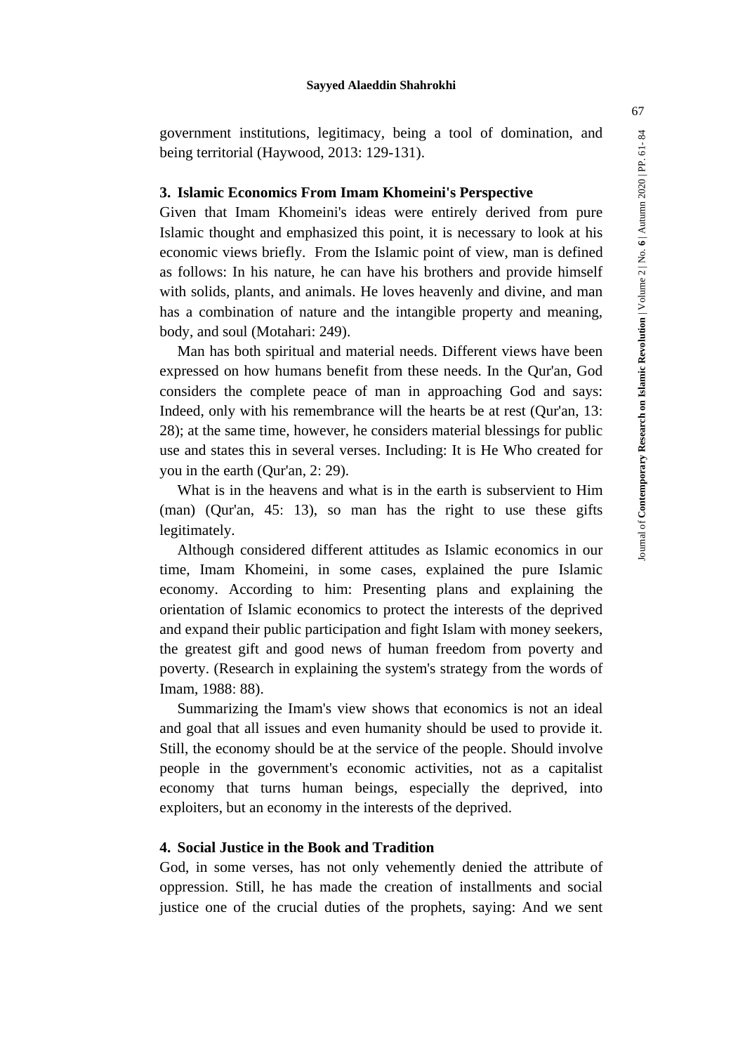government institutions, legitimacy, being a tool of domination, and being territorial (Haywood, 2013: 129-131).

## 3. Islamic Economics From Imam Khomeini's Perspective

Given that Imam Khomeini's ideas were entirely derived from pure Islamic thought and emphasized this point, it is necessary to look at his economic views briefly. From the Islamic point of view, man is defined as follows: In his nature, he can have his brothers and provide himself with solids, plants, and animals. He loves heavenly and divine, and man has a combination of nature and the intangible property and meaning, body, and soul (Motahari: 249).

Man has both spiritual and material needs. Different views have been expressed on how humans benefit from these needs. In the Qur'an, God considers the complete peace of man in approaching God and says: Indeed, only with his remembrance will the hearts be at rest (Qur'an, 13: 28); at the same time, however, he considers material blessings for public use and states this in several verses. Including: It is He Who created for you in the earth (Qur'an, 2: 29).

What is in the heavens and what is in the earth is subservient to Him (man) (Qur'an, 45: 13), so man has the right to use these gifts legitimately.

Although considered different attitudes as Islamic economics in our time, Imam Khomeini, in some cases, explained the pure Islamic economy. According to him: Presenting plans and explaining the orientation of Islamic economics to protect the interests of the deprived and expand their public participation and fight Islam with money seekers, the greatest gift and good news of human freedom from poverty and poverty. (Research in explaining the system's strategy from the words of Imam, 1988: 88).

Summarizing the Imam's view shows that economics is not an ideal and goal that all issues and even humanity should be used to provide it. Still, the economy should be at the service of the people. Should involve people in the government's economic activities, not as a capitalist economy that turns human beings, especially the deprived, into exploiters, but an economy in the interests of the deprived.

## 4. Social Justice in the Book and Tradition

God, in some verses, has not only vehemently denied the attribute of oppression. Still, he has made the creation of installments and social justice one of the crucial duties of the prophets, saying: And we sent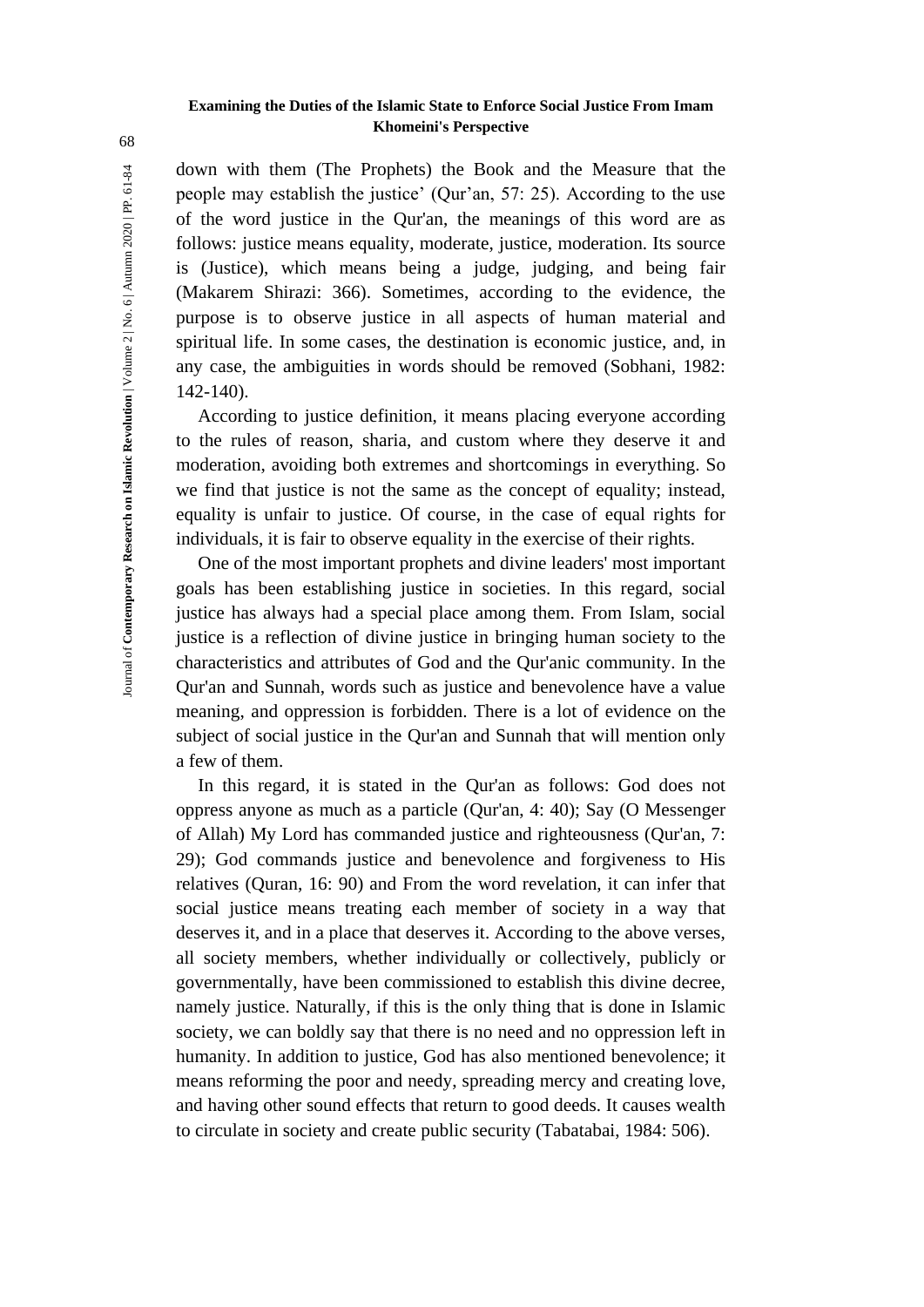down with them (The Prophets) the Book and the Measure that the people may establish the justice' (Qur'an, 57: 25). According to the use of the word justice in the Qur'an, the meanings of this word are as follows: justice means equality, moderate, justice, moderation. Its source is (Justice), which means being a judge, judging, and being fair (Makarem Shirazi: 366). Sometimes, according to the evidence, the purpose is to observe justice in all aspects of human material and spiritual life. In some cases, the destination is economic justice, and, in any case, the ambiguities in words should be removed (Sobhani, 1982: 142-140).

According to justice definition, it means placing everyone according to the rules of reason, sharia, and custom where they deserve it and moderation, avoiding both extremes and shortcomings in everything. So we find that justice is not the same as the concept of equality; instead, equality is unfair to justice. Of course, in the case of equal rights for individuals, it is fair to observe equality in the exercise of their rights.

One of the most important prophets and divine leaders' most important goals has been establishing justice in societies. In this regard, social justice has always had a special place among them. From Islam, social justice is a reflection of divine justice in bringing human society to the characteristics and attributes of God and the Qur'anic community. In the Qur'an and Sunnah, words such as justice and benevolence have a value meaning, and oppression is forbidden. There is a lot of evidence on the subject of social justice in the Qur'an and Sunnah that will mention only a few of them.

In this regard, it is stated in the Qur'an as follows: God does not oppress anyone as much as a particle (Qur'an, 4: 40); Say (O Messenger of Allah) My Lord has commanded justice and righteousness (Qur'an, 7: 29); God commands justice and benevolence and forgiveness to His relatives (Quran, 16: 90) and From the word revelation, it can infer that social justice means treating each member of society in a way that deserves it, and in a place that deserves it. According to the above verses, all society members, whether individually or collectively, publicly or governmentally, have been commissioned to establish this divine decree, namely justice. Naturally, if this is the only thing that is done in Islamic society, we can boldly say that there is no need and no oppression left in humanity. In addition to justice, God has also mentioned benevolence; it means reforming the poor and needy, spreading mercy and creating love, and having other sound effects that return to good deeds. It causes wealth to circulate in society and create public security (Tabatabai, 1984: 506).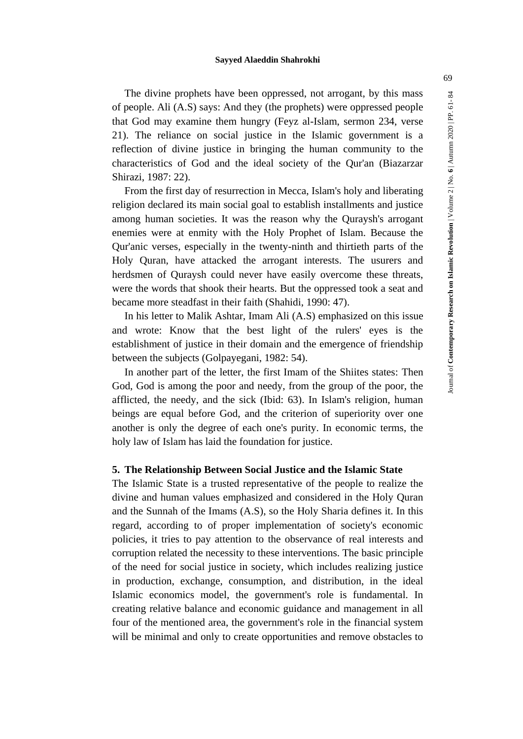The divine prophets have been oppressed, not arrogant, by this mass of people. Ali (A.S) says: And they (the prophets) were oppressed people that God may examine them hungry (Feyz al-Islam, sermon 234, verse 21). The reliance on social justice in the Islamic government is a reflection of divine justice in bringing the human community to the characteristics of God and the ideal society of the Qur'an (Biazarzar Shirazi, 1987: 22).

From the first day of resurrection in Mecca, Islam's holy and liberating religion declared its main social goal to establish installments and justice among human societies. It was the reason why the Quraysh's arrogant enemies were at enmity with the Holy Prophet of Islam. Because the Qur'anic verses, especially in the twenty-ninth and thirtieth parts of the Holy Quran, have attacked the arrogant interests. The usurers and herdsmen of Quraysh could never have easily overcome these threats, were the words that shook their hearts. But the oppressed took a seat and became more steadfast in their faith (Shahidi, 1990: 47).

In his letter to Malik Ashtar, Imam Ali (A.S) emphasized on this issue and wrote: Know that the best light of the rulers' eyes is the establishment of justice in their domain and the emergence of friendship between the subjects (Golpayegani, 1982: 54).

In another part of the letter, the first Imam of the Shiites states: Then God, God is among the poor and needy, from the group of the poor, the afflicted, the needy, and the sick (Ibid: 63). In Islam's religion, human beings are equal before God, and the criterion of superiority over one another is only the degree of each one's purity. In economic terms, the holy law of Islam has laid the foundation for justice.

## 5. The Relationship Between Social Justice and the Islamic State

The Islamic State is a trusted representative of the people to realize the divine and human values emphasized and considered in the Holy Quran and the Sunnah of the Imams (A.S), so the Holy Sharia defines it. In this regard, according to of proper implementation of society's economic policies, it tries to pay attention to the observance of real interests and corruption related the necessity to these interventions. The basic principle of the need for social justice in society, which includes realizing justice in production, exchange, consumption, and distribution, in the ideal Islamic economics model, the government's role is fundamental. In creating relative balance and economic guidance and management in all four of the mentioned area, the government's role in the financial system will be minimal and only to create opportunities and remove obstacles to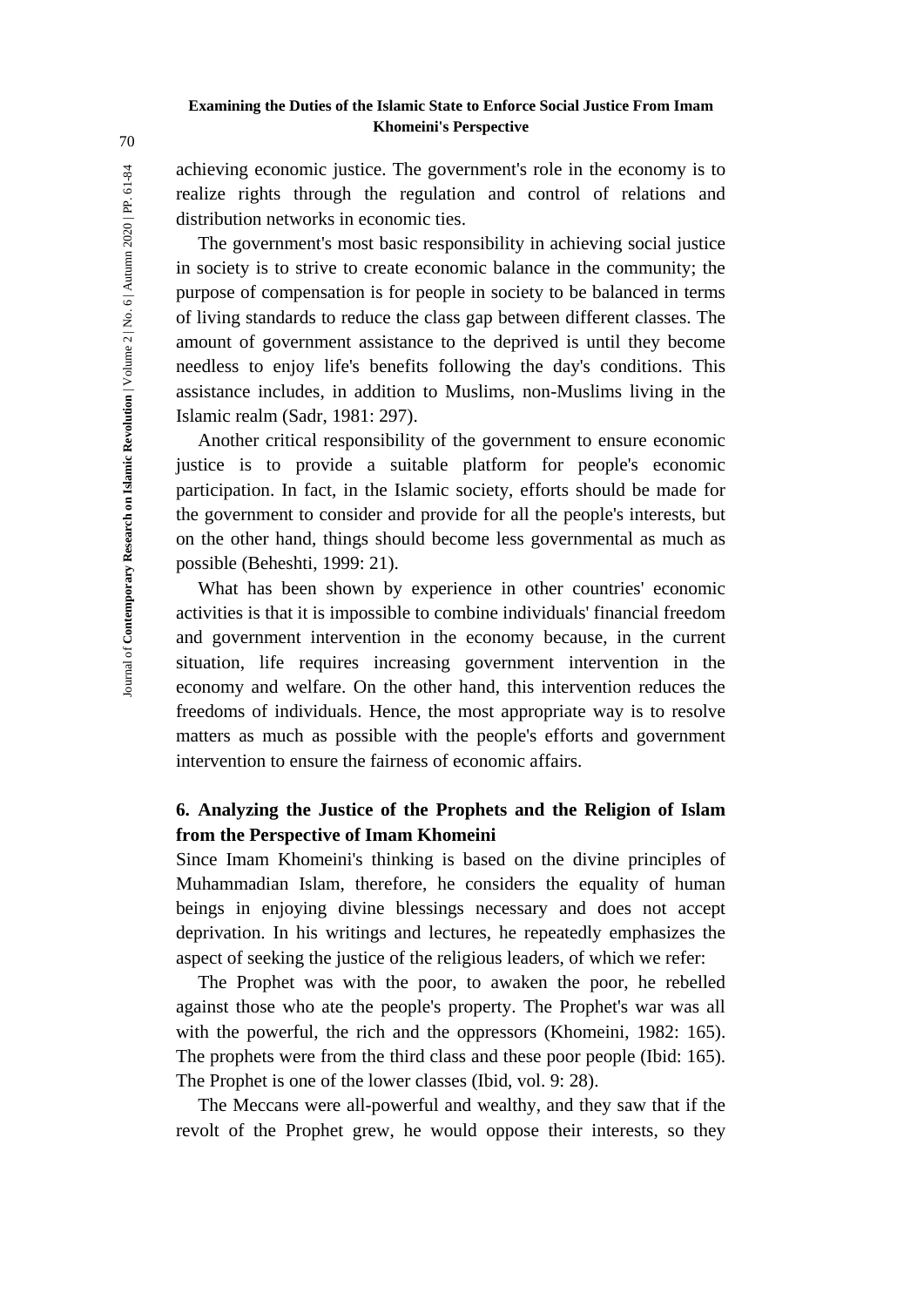achieving economic justice. The government's role in the economy is to realize rights through the regulation and control of relations and distribution networks in economic ties.

The government's most basic responsibility in achieving social justice in society is to strive to create economic balance in the community; the purpose of compensation is for people in society to be balanced in terms of living standards to reduce the class gap between different classes. The amount of government assistance to the deprived is until they become needless to enjoy life's benefits following the day's conditions. This assistance includes, in addition to Muslims, non-Muslims living in the Islamic realm (Sadr, 1981: 297).

Another critical responsibility of the government to ensure economic justice is to provide a suitable platform for people's economic participation. In fact, in the Islamic society, efforts should be made for the government to consider and provide for all the people's interests, but on the other hand, things should become less governmental as much as possible (Beheshti, 1999: 21).

What has been shown by experience in other countries' economic activities is that it is impossible to combine individuals' financial freedom and government intervention in the economy because, in the current situation, life requires increasing government intervention in the economy and welfare. On the other hand, this intervention reduces the freedoms of individuals. Hence, the most appropriate way is to resolve matters as much as possible with the people's efforts and government intervention to ensure the fairness of economic affairs.

## 6. Analyzing the Justice of the Prophets and the Religion of Islam from the Perspective of Imam Khomeini

Since Imam Khomeini's thinking is based on the divine principles of Muhammadian Islam, therefore, he considers the equality of human beings in enjoying divine blessings necessary and does not accept deprivation. In his writings and lectures, he repeatedly emphasizes the aspect of seeking the justice of the religious leaders, of which we refer:

The Prophet was with the poor, to awaken the poor, he rebelled against those who ate the people's property. The Prophet's war was all with the powerful, the rich and the oppressors (Khomeini, 1982: 165). The prophets were from the third class and these poor people (Ibid: 165). The Prophet is one of the lower classes (Ibid, vol. 9: 28).

The Meccans were all-powerful and wealthy, and they saw that if the revolt of the Prophet grew, he would oppose their interests, so they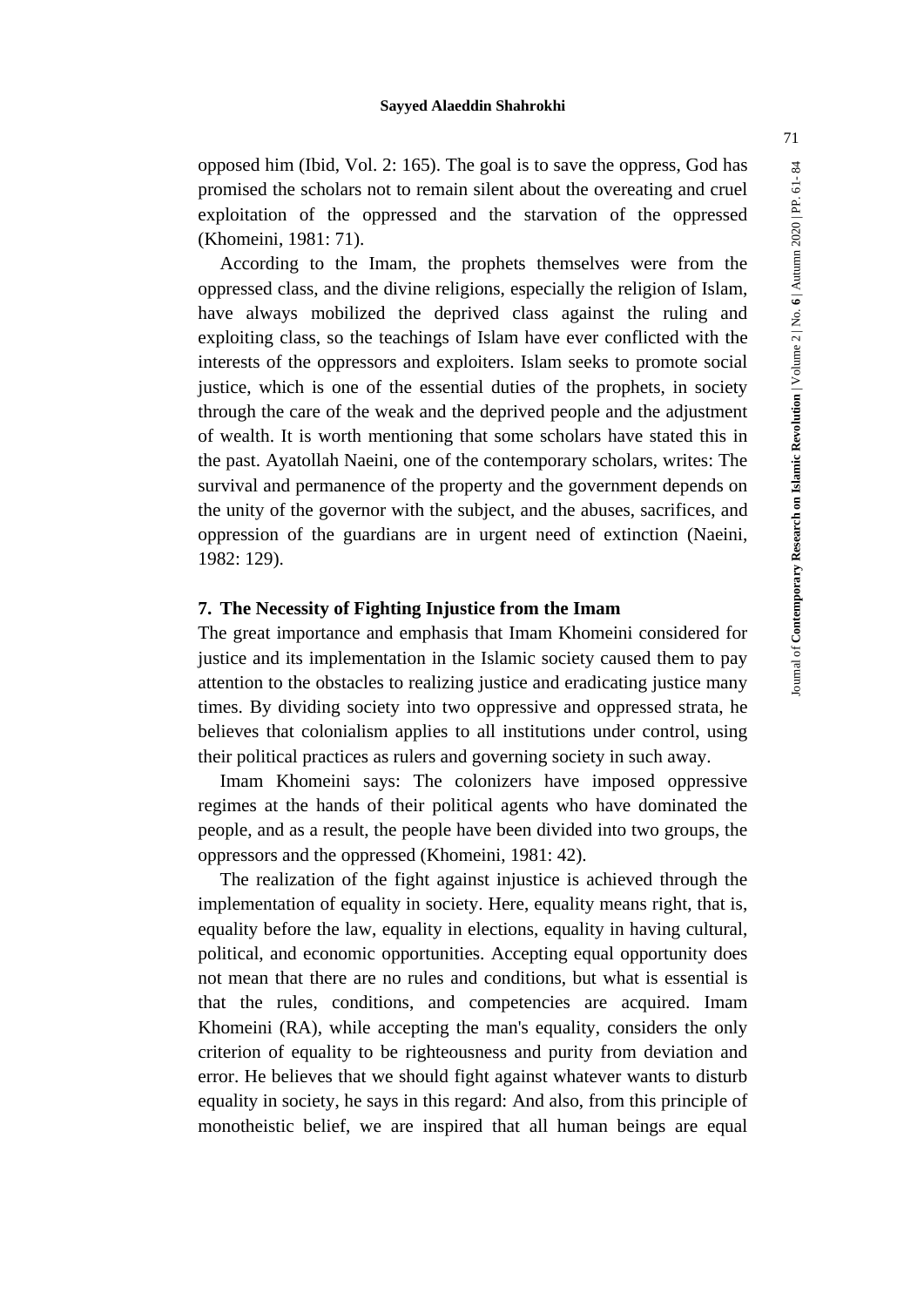opposed him (Ibid, Vol. 2: 165). The goal is to save the oppress, God has promised the scholars not to remain silent about the overeating and cruel exploitation of the oppressed and the starvation of the oppressed (Khomeini, 1981: 71).

According to the Imam, the prophets themselves were from the oppressed class, and the divine religions, especially the religion of Islam, have always mobilized the deprived class against the ruling and exploiting class, so the teachings of Islam have ever conflicted with the interests of the oppressors and exploiters. Islam seeks to promote social justice, which is one of the essential duties of the prophets, in society through the care of the weak and the deprived people and the adjustment of wealth. It is worth mentioning that some scholars have stated this in the past. Ayatollah Naeini, one of the contemporary scholars, writes: The survival and permanence of the property and the government depends on the unity of the governor with the subject, and the abuses, sacrifices, and oppression of the guardians are in urgent need of extinction (Naeini, 1982: 129).

## 7. The Necessity of Fighting Injustice from the Imam

The great importance and emphasis that Imam Khomeini considered for justice and its implementation in the Islamic society caused them to pay attention to the obstacles to realizing justice and eradicating justice many times. By dividing society into two oppressive and oppressed strata, he believes that colonialism applies to all institutions under control, using their political practices as rulers and governing society in such away.

Imam Khomeini says: The colonizers have imposed oppressive regimes at the hands of their political agents who have dominated the people, and as a result, the people have been divided into two groups, the oppressors and the oppressed (Khomeini, 1981: 42).

The realization of the fight against injustice is achieved through the implementation of equality in society. Here, equality means right, that is, equality before the law, equality in elections, equality in having cultural, political, and economic opportunities. Accepting equal opportunity does not mean that there are no rules and conditions, but what is essential is that the rules, conditions, and competencies are acquired. Imam Khomeini (RA), while accepting the man's equality, considers the only criterion of equality to be righteousness and purity from deviation and error. He believes that we should fight against whatever wants to disturb equality in society, he says in this regard: And also, from this principle of monotheistic belief, we are inspired that all human beings are equal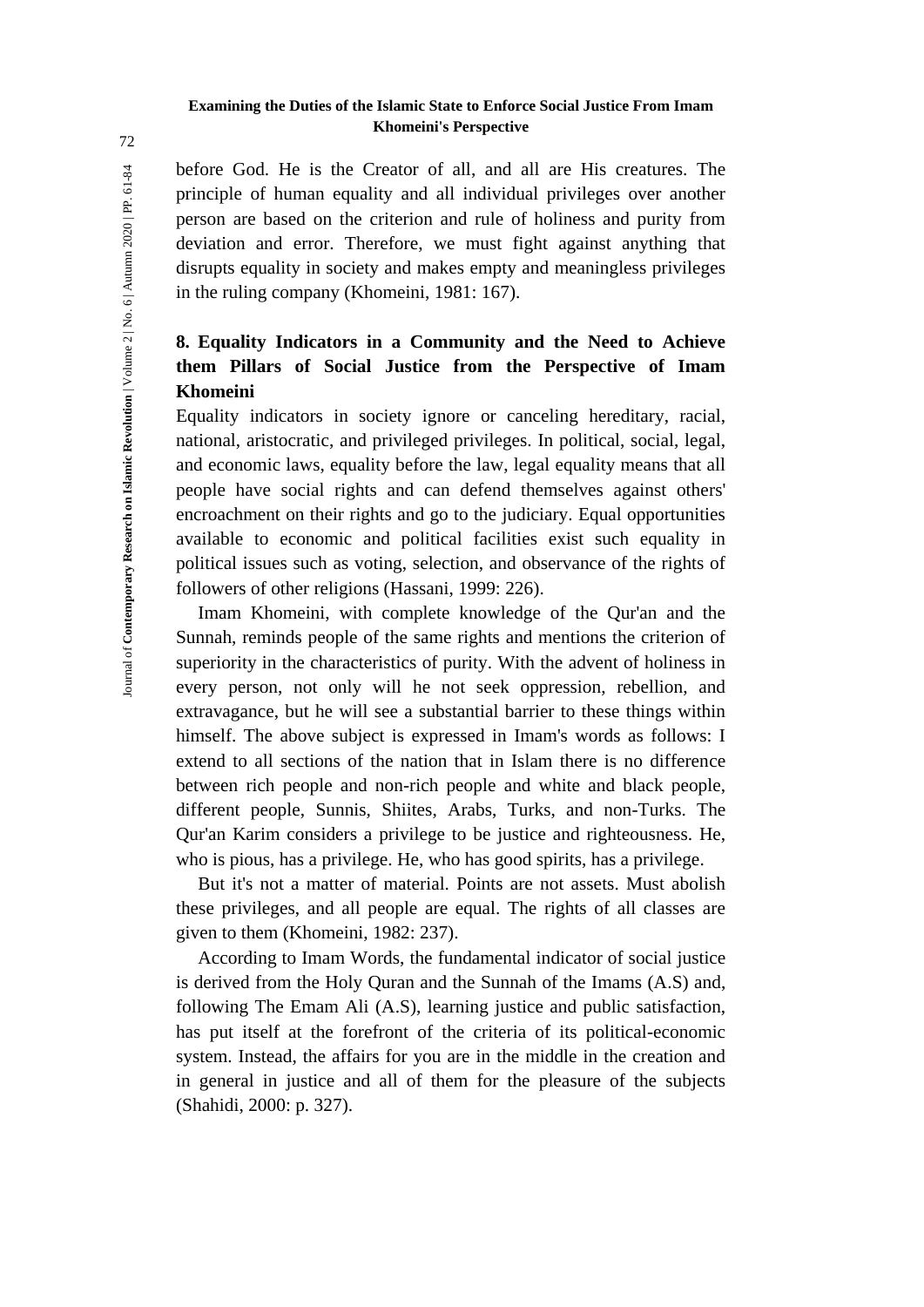before God. He is the Creator of all, and all are His creatures. The principle of human equality and all individual privileges over another person are based on the criterion and rule of holiness and purity from deviation and error. Therefore, we must fight against anything that disrupts equality in society and makes empty and meaningless privileges in the ruling company (Khomeini, 1981: 167).

## 8. Equality Indicators in a Community and the Need to Achieve them Pillars of Social Justice from the Perspective of Imam Khomeini

Equality indicators in society ignore or canceling hereditary, racial, national, aristocratic, and privileged privileges. In political, social, legal, and economic laws, equality before the law, legal equality means that all people have social rights and can defend themselves against others' encroachment on their rights and go to the judiciary. Equal opportunities available to economic and political facilities exist such equality in political issues such as voting, selection, and observance of the rights of followers of other religions (Hassani, 1999: 226).

Imam Khomeini, with complete knowledge of the Qur'an and the Sunnah, reminds people of the same rights and mentions the criterion of superiority in the characteristics of purity. With the advent of holiness in every person, not only will he not seek oppression, rebellion, and extravagance, but he will see a substantial barrier to these things within himself. The above subject is expressed in Imam's words as follows: I extend to all sections of the nation that in Islam there is no difference between rich people and non-rich people and white and black people, different people, Sunnis, Shiites, Arabs, Turks, and non-Turks. The Qur'an Karim considers a privilege to be justice and righteousness. He, who is pious, has a privilege. He, who has good spirits, has a privilege.

But it's not a matter of material. Points are not assets. Must abolish these privileges, and all people are equal. The rights of all classes are given to them (Khomeini, 1982: 237).

According to Imam Words, the fundamental indicator of social justice is derived from the Holy Quran and the Sunnah of the Imams (A.S) and, following The Emam Ali (A.S), learning justice and public satisfaction, has put itself at the forefront of the criteria of its political-economic system. Instead, the affairs for you are in the middle in the creation and in general in justice and all of them for the pleasure of the subjects (Shahidi, 2000: p. 327).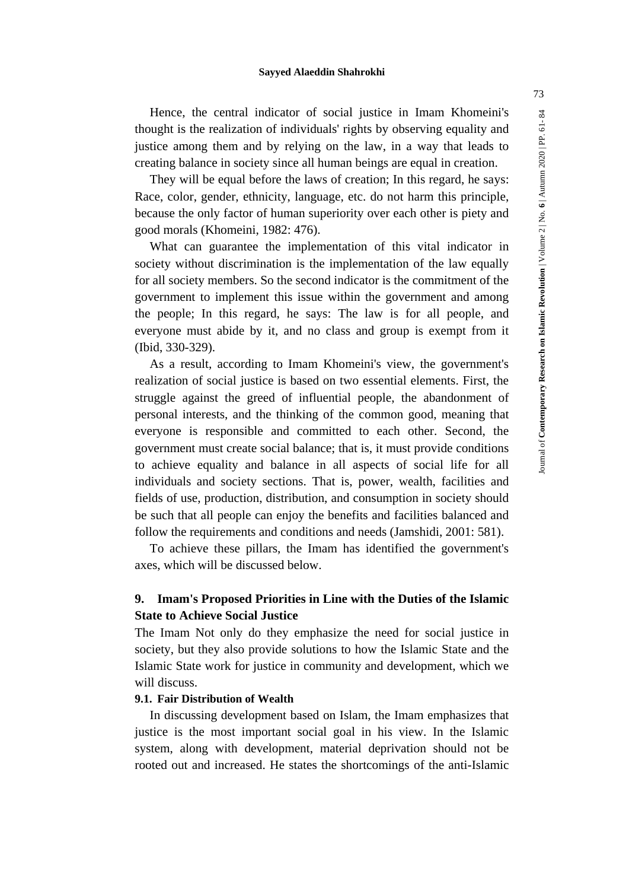Hence, the central indicator of social justice in Imam Khomeini's thought is the realization of individuals' rights by observing equality and justice among them and by relying on the law, in a way that leads to creating balance in society since all human beings are equal in creation.

They will be equal before the laws of creation; In this regard, he says: Race, color, gender, ethnicity, language, etc. do not harm this principle, because the only factor of human superiority over each other is piety and good morals (Khomeini, 1982: 476).

What can guarantee the implementation of this vital indicator in society without discrimination is the implementation of the law equally for all society members. So the second indicator is the commitment of the government to implement this issue within the government and among the people; In this regard, he says: The law is for all people, and everyone must abide by it, and no class and group is exempt from it (Ibid, 330-329).

As a result, according to Imam Khomeini's view, the government's realization of social justice is based on two essential elements. First, the struggle against the greed of influential people, the abandonment of personal interests, and the thinking of the common good, meaning that everyone is responsible and committed to each other. Second, the government must create social balance; that is, it must provide conditions to achieve equality and balance in all aspects of social life for all individuals and society sections. That is, power, wealth, facilities and fields of use, production, distribution, and consumption in society should be such that all people can enjoy the benefits and facilities balanced and follow the requirements and conditions and needs (Jamshidi, 2001: 581).

To achieve these pillars, the Imam has identified the government's axes, which will be discussed below.

## 9. Imam's Proposed Priorities in Line with the Duties of the Islamic State to Achieve Social Justice

The Imam Not only do they emphasize the need for social justice in society, but they also provide solutions to how the Islamic State and the Islamic State work for justice in community and development, which we will discuss.

### 9.1. Fair Distribution of Wealth

In discussing development based on Islam, the Imam emphasizes that justice is the most important social goal in his view. In the Islamic system, along with development, material deprivation should not be rooted out and increased. He states the shortcomings of the anti-Islamic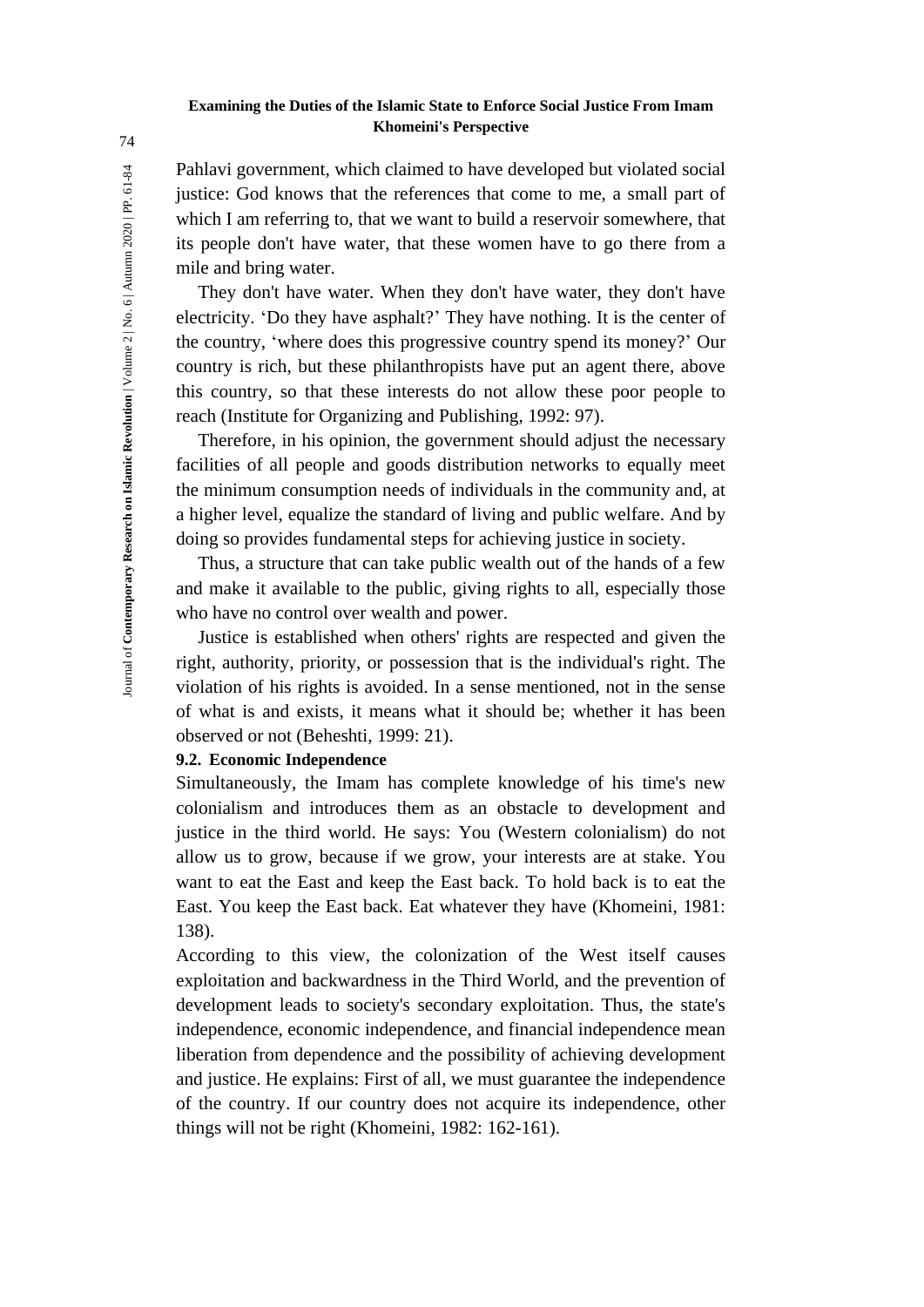Pahlavi government, which claimed to have developed but violated social justice: God knows that the references that come to me, a small part of which I am referring to, that we want to build a reservoir somewhere, that its people don't have water, that these women have to go there from a mile and bring water.

They don't have water. When they don't have water, they don't have electricity. 'Do they have asphalt?' They have nothing. It is the center of the country, 'where does this progressive country spend its money?' Our country is rich, but these philanthropists have put an agent there, above this country, so that these interests do not allow these poor people to reach (Institute for Organizing and Publishing, 1992: 97).

Therefore, in his opinion, the government should adjust the necessary facilities of all people and goods distribution networks to equally meet the minimum consumption needs of individuals in the community and, at a higher level, equalize the standard of living and public welfare. And by doing so provides fundamental steps for achieving justice in society.

Thus, a structure that can take public wealth out of the hands of a few and make it available to the public, giving rights to all, especially those who have no control over wealth and power.

Justice is established when others' rights are respected and given the right, authority, priority, or possession that is the individual's right. The violation of his rights is avoided. In a sense mentioned, not in the sense of what is and exists, it means what it should be; whether it has been observed or not (Beheshti, 1999: 21).

### 9.2. Economic Independence

Simultaneously, the Imam has complete knowledge of his time's new colonialism and introduces them as an obstacle to development and justice in the third world. He says: You (Western colonialism) do not allow us to grow, because if we grow, your interests are at stake. You want to eat the East and keep the East back. To hold back is to eat the East. You keep the East back. Eat whatever they have (Khomeini, 1981: 138).

According to this view, the colonization of the West itself causes exploitation and backwardness in the Third World, and the prevention of development leads to society's secondary exploitation. Thus, the state's independence, economic independence, and financial independence mean liberation from dependence and the possibility of achieving development and justice. He explains: First of all, we must guarantee the independence of the country. If our country does not acquire its independence, other things will not be right (Khomeini, 1982: 162-161).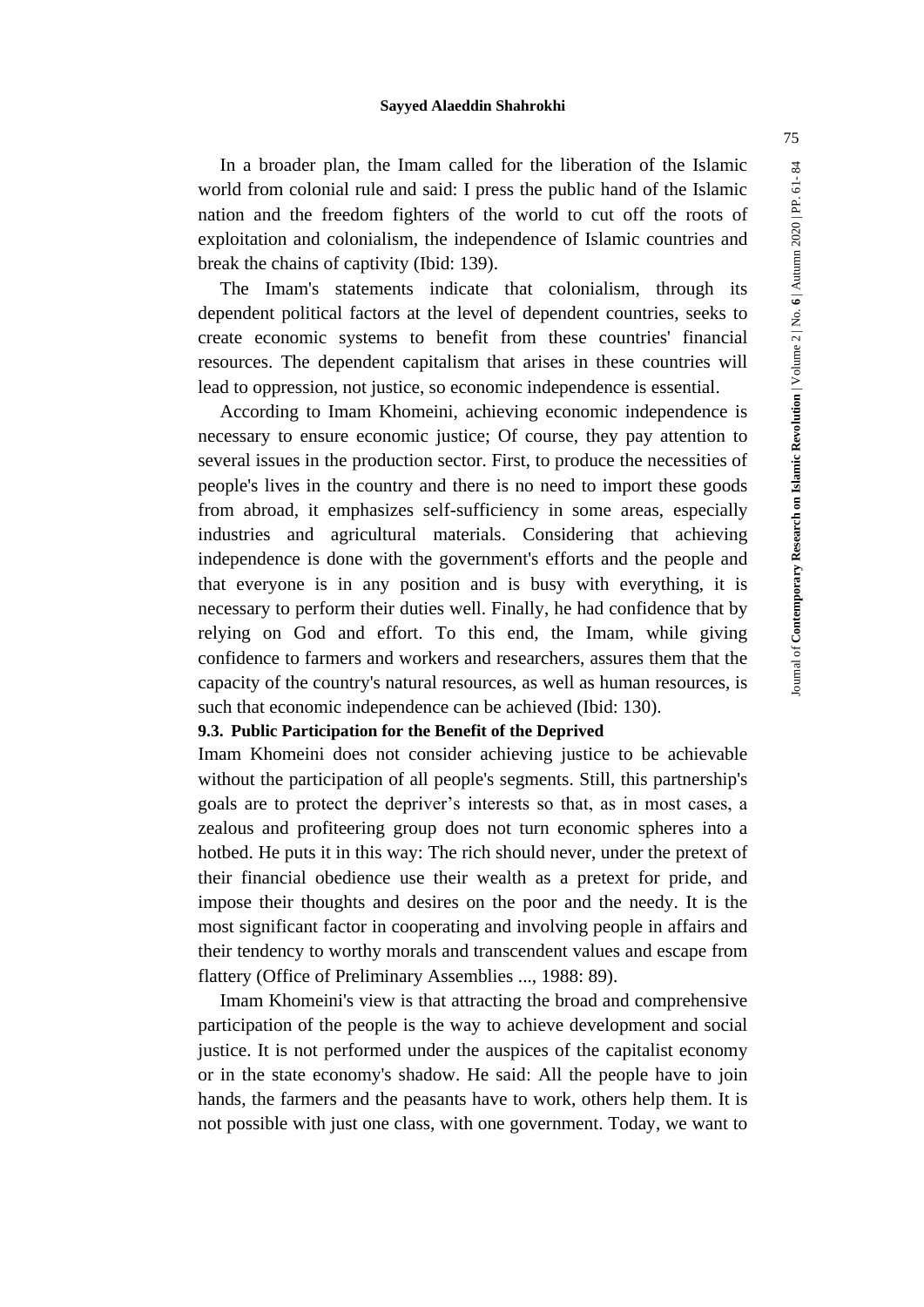In a broader plan, the Imam called for the liberation of the Islamic world from colonial rule and said: I press the public hand of the Islamic nation and the freedom fighters of the world to cut off the roots of exploitation and colonialism, the independence of Islamic countries and break the chains of captivity (Ibid: 139).

The Imam's statements indicate that colonialism, through its dependent political factors at the level of dependent countries, seeks to create economic systems to benefit from these countries' financial resources. The dependent capitalism that arises in these countries will lead to oppression, not justice, so economic independence is essential.

According to Imam Khomeini, achieving economic independence is necessary to ensure economic justice; Of course, they pay attention to several issues in the production sector. First, to produce the necessities of people's lives in the country and there is no need to import these goods from abroad, it emphasizes self-sufficiency in some areas, especially industries and agricultural materials. Considering that achieving independence is done with the government's efforts and the people and that everyone is in any position and is busy with everything, it is necessary to perform their duties well. Finally, he had confidence that by relying on God and effort. To this end, the Imam, while giving confidence to farmers and workers and researchers, assures them that the capacity of the country's natural resources, as well as human resources, is such that economic independence can be achieved (Ibid: 130).

### 9.3. Public Participation for the Benefit of the Deprived

Imam Khomeini does not consider achieving justice to be achievable without the participation of all people's segments. Still, this partnership's goals are to protect the depriver's interests so that, as in most cases, a zealous and profiteering group does not turn economic spheres into a hotbed. He puts it in this way: The rich should never, under the pretext of their financial obedience use their wealth as a pretext for pride, and impose their thoughts and desires on the poor and the needy. It is the most significant factor in cooperating and involving people in affairs and their tendency to worthy morals and transcendent values and escape from flattery (Office of Preliminary Assemblies ..., 1988: 89).

Imam Khomeini's view is that attracting the broad and comprehensive participation of the people is the way to achieve development and social justice. It is not performed under the auspices of the capitalist economy or in the state economy's shadow. He said: All the people have to join hands, the farmers and the peasants have to work, others help them. It is not possible with just one class, with one government. Today, we want to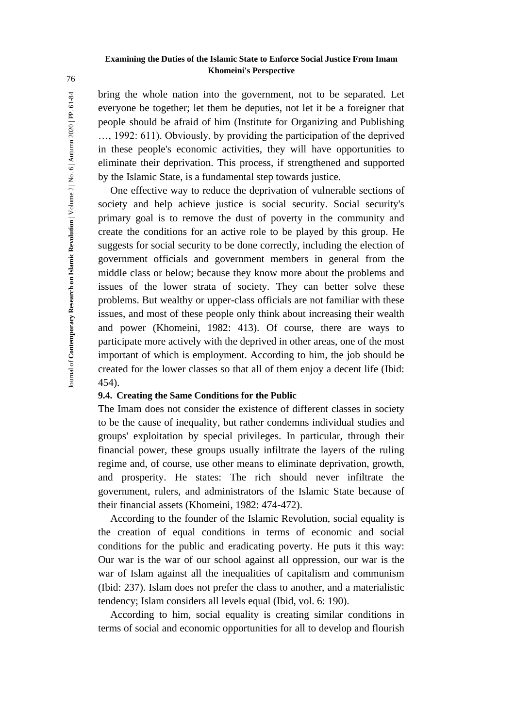bring the whole nation into the government, not to be separated. Let everyone be together; let them be deputies, not let it be a foreigner that people should be afraid of him (Institute for Organizing and Publishing …, 1992: 611). Obviously, by providing the participation of the deprived in these people's economic activities, they will have opportunities to eliminate their deprivation. This process, if strengthened and supported by the Islamic State, is a fundamental step towards justice.

One effective way to reduce the deprivation of vulnerable sections of society and help achieve justice is social security. Social security's primary goal is to remove the dust of poverty in the community and create the conditions for an active role to be played by this group. He suggests for social security to be done correctly, including the election of government officials and government members in general from the middle class or below; because they know more about the problems and issues of the lower strata of society. They can better solve these problems. But wealthy or upper-class officials are not familiar with these issues, and most of these people only think about increasing their wealth and power (Khomeini, 1982: 413). Of course, there are ways to participate more actively with the deprived in other areas, one of the most important of which is employment. According to him, the job should be created for the lower classes so that all of them enjoy a decent life (Ibid: 454).

### 9.4. Creating the Same Conditions for the Public

The Imam does not consider the existence of different classes in society to be the cause of inequality, but rather condemns individual studies and groups' exploitation by special privileges. In particular, through their financial power, these groups usually infiltrate the layers of the ruling regime and, of course, use other means to eliminate deprivation, growth, and prosperity. He states: The rich should never infiltrate the government, rulers, and administrators of the Islamic State because of their financial assets (Khomeini, 1982: 474-472).

According to the founder of the Islamic Revolution, social equality is the creation of equal conditions in terms of economic and social conditions for the public and eradicating poverty. He puts it this way: Our war is the war of our school against all oppression, our war is the war of Islam against all the inequalities of capitalism and communism (Ibid: 237). Islam does not prefer the class to another, and a materialistic tendency; Islam considers all levels equal (Ibid, vol. 6: 190).

According to him, social equality is creating similar conditions in terms of social and economic opportunities for all to develop and flourish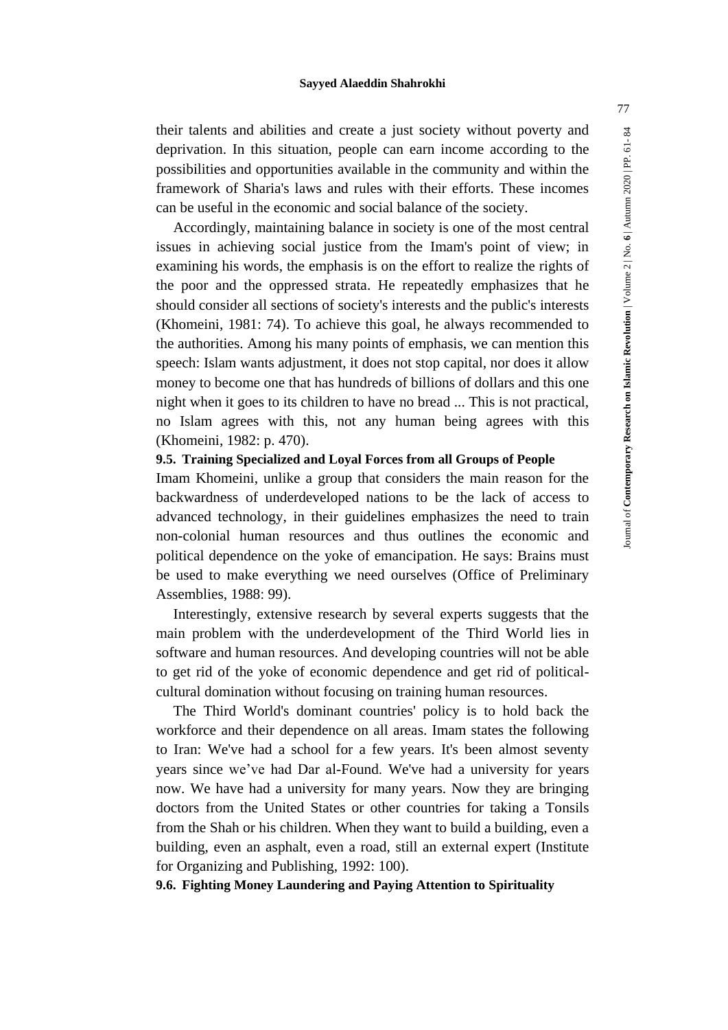their talents and abilities and create a just society without poverty and deprivation. In this situation, people can earn income according to the possibilities and opportunities available in the community and within the framework of Sharia's laws and rules with their efforts. These incomes can be useful in the economic and social balance of the society.

Accordingly, maintaining balance in society is one of the most central issues in achieving social justice from the Imam's point of view; in examining his words, the emphasis is on the effort to realize the rights of the poor and the oppressed strata. He repeatedly emphasizes that he should consider all sections of society's interests and the public's interests (Khomeini, 1981: 74). To achieve this goal, he always recommended to the authorities. Among his many points of emphasis, we can mention this speech: Islam wants adjustment, it does not stop capital, nor does it allow money to become one that has hundreds of billions of dollars and this one night when it goes to its children to have no bread ... This is not practical, no Islam agrees with this, not any human being agrees with this (Khomeini, 1982: p. 470).

### 9.5. Training Specialized and Loyal Forces from all Groups of People

Imam Khomeini, unlike a group that considers the main reason for the backwardness of underdeveloped nations to be the lack of access to advanced technology, in their guidelines emphasizes the need to train non-colonial human resources and thus outlines the economic and political dependence on the yoke of emancipation. He says: Brains must be used to make everything we need ourselves (Office of Preliminary Assemblies, 1988: 99).

Interestingly, extensive research by several experts suggests that the main problem with the underdevelopment of the Third World lies in software and human resources. And developing countries will not be able to get rid of the yoke of economic dependence and get rid of political-cultural domination without focusing on training human resources.

The Third World's dominant countries' policy is to hold back the workforce and their dependence on all areas. Imam states the following to Iran: We've had a school for a few years. It's been almost seventy years since we've had Dar al-Found. We've had a university for years now. We have had a university for many years. Now they are bringing doctors from the United States or other countries for taking a Tonsils from the Shah or his children. When they want to build a building, even a building, even an asphalt, even a road, still an external expert (Institute for Organizing and Publishing, 1992: 100).

### 9.6. Fighting Money Laundering and Paying Attention to Spirituality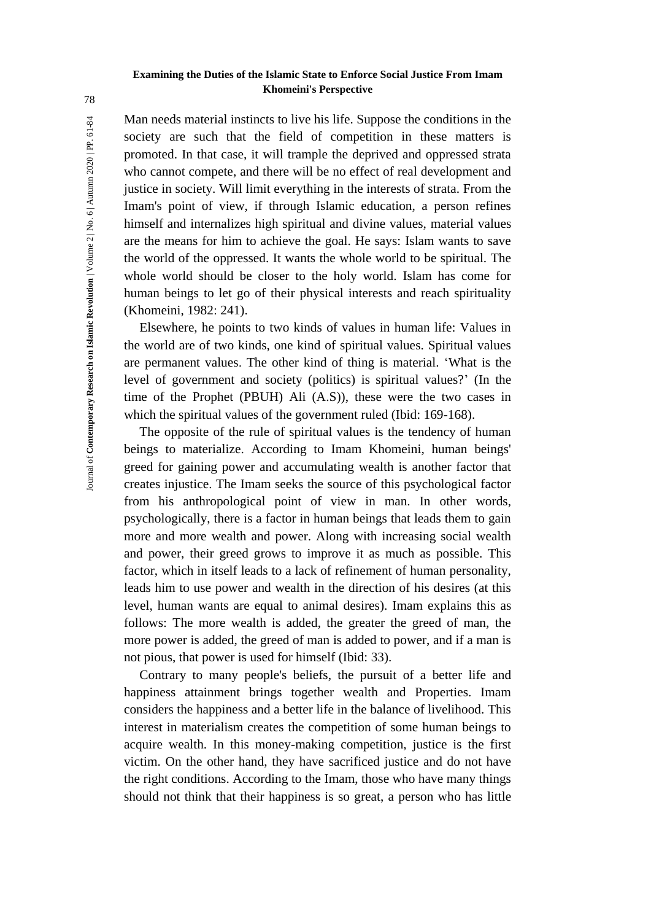Man needs material instincts to live his life. Suppose the conditions in the society are such that the field of competition in these matters is promoted. In that case, it will trample the deprived and oppressed strata who cannot compete, and there will be no effect of real development and justice in society. Will limit everything in the interests of strata. From the Imam's point of view, if through Islamic education, a person refines himself and internalizes high spiritual and divine values, material values are the means for him to achieve the goal. He says: Islam wants to save the world of the oppressed. It wants the whole world to be spiritual. The whole world should be closer to the holy world. Islam has come for human beings to let go of their physical interests and reach spirituality (Khomeini, 1982: 241).

Elsewhere, he points to two kinds of values in human life: Values in the world are of two kinds, one kind of spiritual values. Spiritual values are permanent values. The other kind of thing is material. 'What is the level of government and society (politics) is spiritual values?' (In the time of the Prophet (PBUH) Ali (A.S)), these were the two cases in which the spiritual values of the government ruled (Ibid: 169-168).

The opposite of the rule of spiritual values is the tendency of human beings to materialize. According to Imam Khomeini, human beings' greed for gaining power and accumulating wealth is another factor that creates injustice. The Imam seeks the source of this psychological factor from his anthropological point of view in man. In other words, psychologically, there is a factor in human beings that leads them to gain more and more wealth and power. Along with increasing social wealth and power, their greed grows to improve it as much as possible. This factor, which in itself leads to a lack of refinement of human personality, leads him to use power and wealth in the direction of his desires (at this level, human wants are equal to animal desires). Imam explains this as follows: The more wealth is added, the greater the greed of man, the more power is added, the greed of man is added to power, and if a man is not pious, that power is used for himself (Ibid: 33).

Contrary to many people's beliefs, the pursuit of a better life and happiness attainment brings together wealth and Properties. Imam considers the happiness and a better life in the balance of livelihood. This interest in materialism creates the competition of some human beings to acquire wealth. In this money-making competition, justice is the first victim. On the other hand, they have sacrificed justice and do not have the right conditions. According to the Imam, those who have many things should not think that their happiness is so great, a person who has little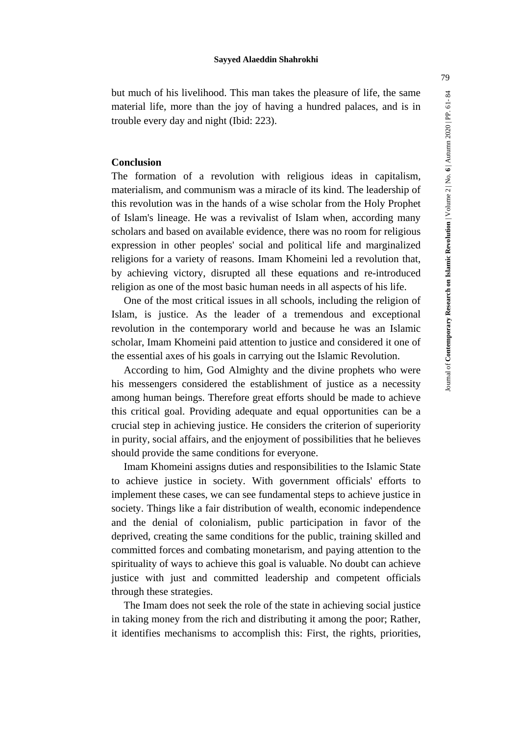but much of his livelihood. This man takes the pleasure of life, the same material life, more than the joy of having a hundred palaces, and is in trouble every day and night (Ibid: 223).

## Conclusion

The formation of a revolution with religious ideas in capitalism, materialism, and communism was a miracle of its kind. The leadership of this revolution was in the hands of a wise scholar from the Holy Prophet of Islam's lineage. He was a revivalist of Islam when, according many scholars and based on available evidence, there was no room for religious expression in other peoples' social and political life and marginalized religions for a variety of reasons. Imam Khomeini led a revolution that, by achieving victory, disrupted all these equations and re-introduced religion as one of the most basic human needs in all aspects of his life.

One of the most critical issues in all schools, including the religion of Islam, is justice. As the leader of a tremendous and exceptional revolution in the contemporary world and because he was an Islamic scholar, Imam Khomeini paid attention to justice and considered it one of the essential axes of his goals in carrying out the Islamic Revolution.

According to him, God Almighty and the divine prophets who were his messengers considered the establishment of justice as a necessity among human beings. Therefore great efforts should be made to achieve this critical goal. Providing adequate and equal opportunities can be a crucial step in achieving justice. He considers the criterion of superiority in purity, social affairs, and the enjoyment of possibilities that he believes should provide the same conditions for everyone.

Imam Khomeini assigns duties and responsibilities to the Islamic State to achieve justice in society. With government officials' efforts to implement these cases, we can see fundamental steps to achieve justice in society. Things like a fair distribution of wealth, economic independence and the denial of colonialism, public participation in favor of the deprived, creating the same conditions for the public, training skilled and committed forces and combating monetarism, and paying attention to the spirituality of ways to achieve this goal is valuable. No doubt can achieve justice with just and committed leadership and competent officials through these strategies.

The Imam does not seek the role of the state in achieving social justice in taking money from the rich and distributing it among the poor; Rather, it identifies mechanisms to accomplish this: First, the rights, priorities,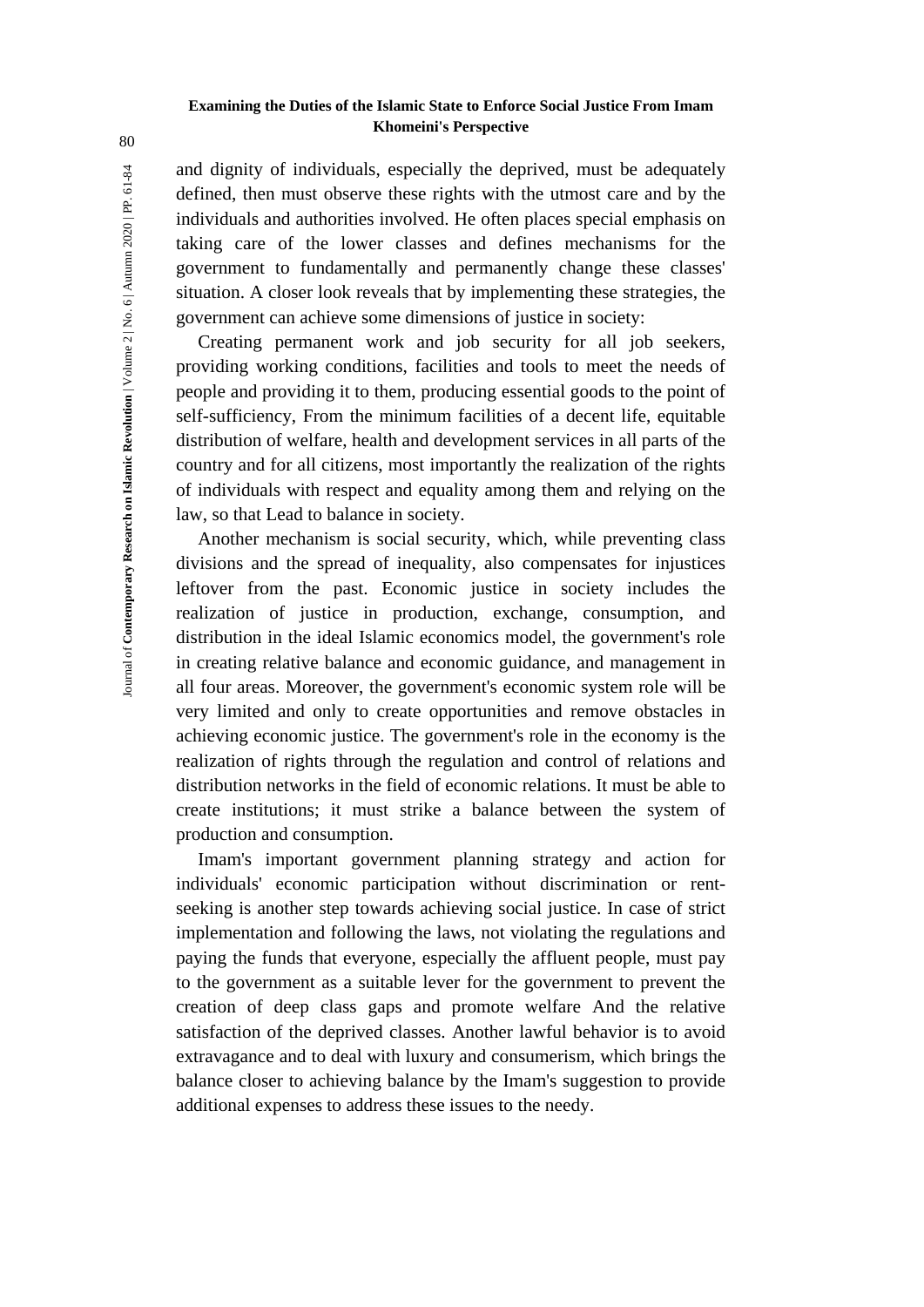and dignity of individuals, especially the deprived, must be adequately defined, then must observe these rights with the utmost care and by the individuals and authorities involved. He often places special emphasis on taking care of the lower classes and defines mechanisms for the government to fundamentally and permanently change these classes' situation. A closer look reveals that by implementing these strategies, the government can achieve some dimensions of justice in society:

Creating permanent work and job security for all job seekers, providing working conditions, facilities and tools to meet the needs of people and providing it to them, producing essential goods to the point of self-sufficiency, From the minimum facilities of a decent life, equitable distribution of welfare, health and development services in all parts of the country and for all citizens, most importantly the realization of the rights of individuals with respect and equality among them and relying on the law, so that Lead to balance in society.

Another mechanism is social security, which, while preventing class divisions and the spread of inequality, also compensates for injustices leftover from the past. Economic justice in society includes the realization of justice in production, exchange, consumption, and distribution in the ideal Islamic economics model, the government's role in creating relative balance and economic guidance, and management in all four areas. Moreover, the government's economic system role will be very limited and only to create opportunities and remove obstacles in achieving economic justice. The government's role in the economy is the realization of rights through the regulation and control of relations and distribution networks in the field of economic relations. It must be able to create institutions; it must strike a balance between the system of production and consumption.

Imam's important government planning strategy and action for individuals' economic participation without discrimination or rent-seeking is another step towards achieving social justice. In case of strict implementation and following the laws, not violating the regulations and paying the funds that everyone, especially the affluent people, must pay to the government as a suitable lever for the government to prevent the creation of deep class gaps and promote welfare And the relative satisfaction of the deprived classes. Another lawful behavior is to avoid extravagance and to deal with luxury and consumerism, which brings the balance closer to achieving balance by the Imam's suggestion to provide additional expenses to address these issues to the needy.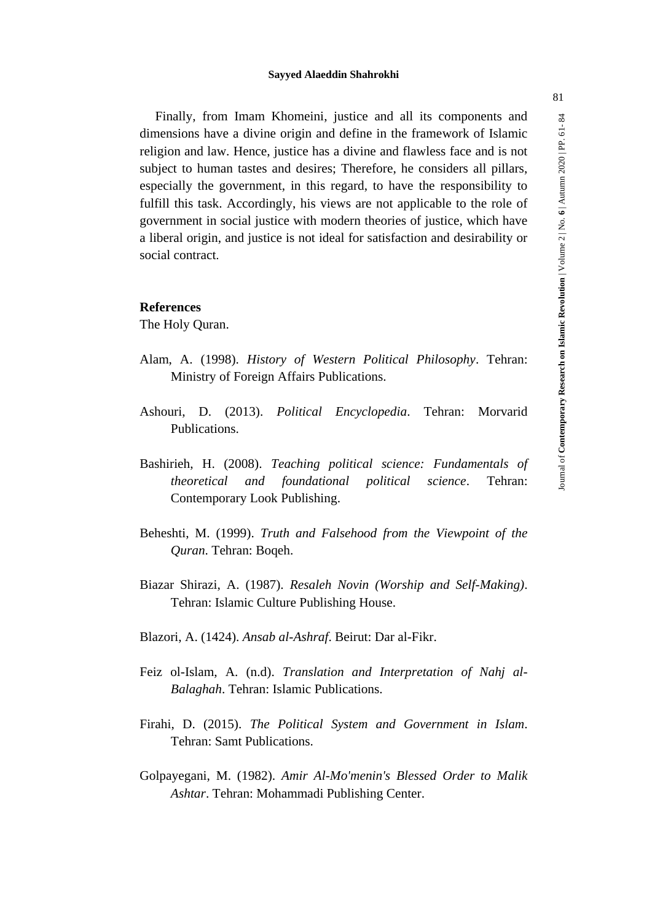Finally, from Imam Khomeini, justice and all its components and dimensions have a divine origin and define in the framework of Islamic religion and law. Hence, justice has a divine and flawless face and is not subject to human tastes and desires; Therefore, he considers all pillars, especially the government, in this regard, to have the responsibility to fulfill this task. Accordingly, his views are not applicable to the role of government in social justice with modern theories of justice, which have a liberal origin, and justice is not ideal for satisfaction and desirability or social contract.

## References

The Holy Quran.

Alam, A. (1998). *History of Western Political Philosophy*. Tehran: Ministry of Foreign Affairs Publications.

Ashouri, D. (2013). *Political Encyclopedia*. Tehran: Morvarid Publications.

Bashirieh, H. (2008). *Teaching political science: Fundamentals of theoretical and foundational political science*. Tehran: Contemporary Look Publishing.

Beheshti, M. (1999). *Truth and Falsehood from the Viewpoint of the Quran*. Tehran: Boqeh.

Biazar Shirazi, A. (1987). *Resaleh Novin (Worship and Self-Making)*. Tehran: Islamic Culture Publishing House.

Blazori, A. (1424). *Ansab al-Ashraf*. Beirut: Dar al-Fikr.

Feiz ol-Islam, A. (n.d). *Translation and Interpretation of Nahj al-Balaghah*. Tehran: Islamic Publications.

Firahi, D. (2015). *The Political System and Government in Islam*. Tehran: Samt Publications.

Golpayegani, M. (1982). *Amir Al-Mo'menin's Blessed Order to Malik Ashtar*. Tehran: Mohammadi Publishing Center.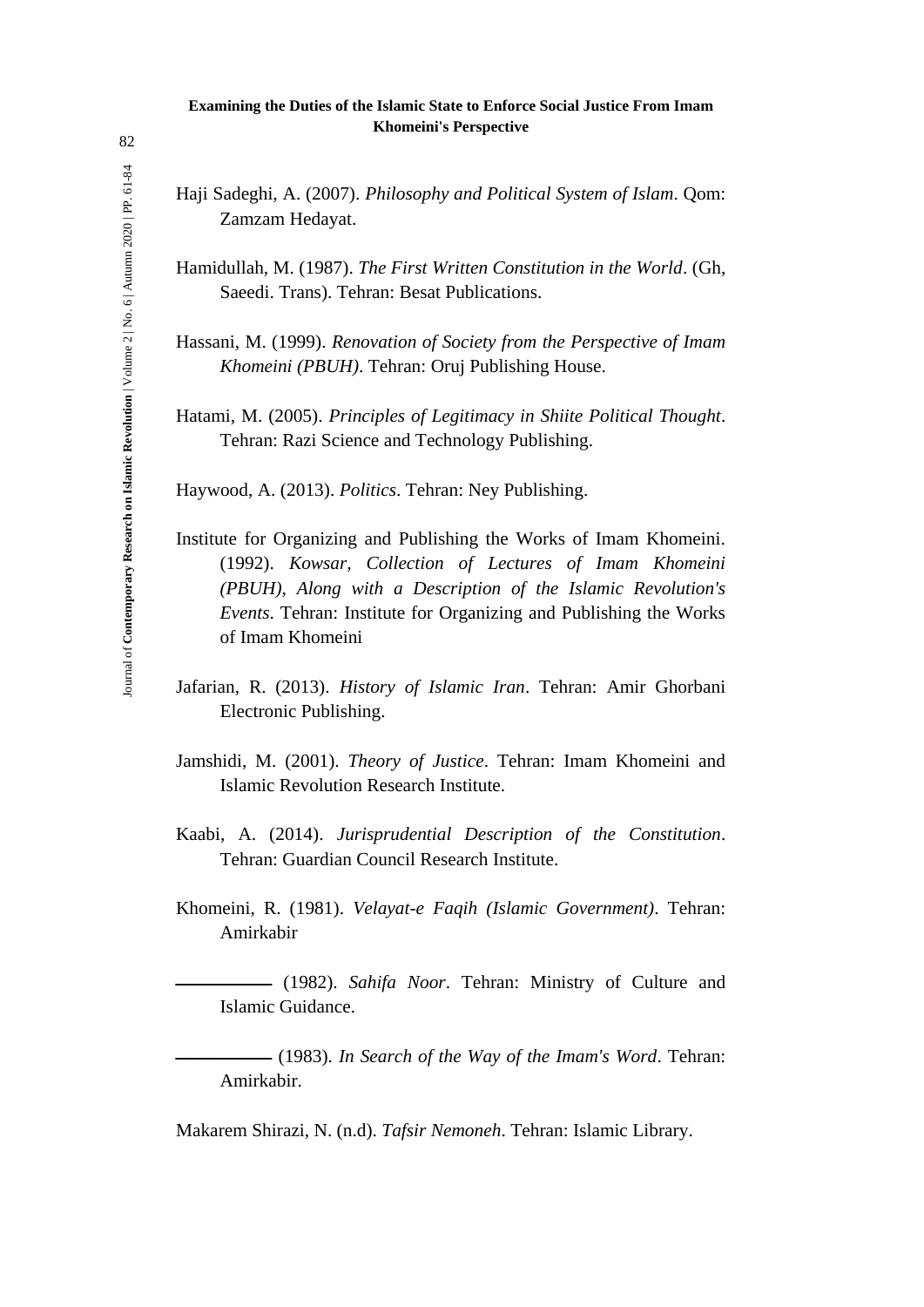Haji Sadeghi, A. (2007). *Philosophy and Political System of Islam*. Qom: Zamzam Hedayat.

Hamidullah, M. (1987). *The First Written Constitution in the World*. (Gh, Saeedi. Trans). Tehran: Besat Publications.

Hassani, M. (1999). *Renovation of Society from the Perspective of Imam Khomeini (PBUH)*. Tehran: Oruj Publishing House.

Hatami, M. (2005). *Principles of Legitimacy in Shiite Political Thought*. Tehran: Razi Science and Technology Publishing.

Haywood, A. (2013). *Politics*. Tehran: Ney Publishing.

Institute for Organizing and Publishing the Works of Imam Khomeini. (1992). *Kowsar, Collection of Lectures of Imam Khomeini (PBUH), Along with a Description of the Islamic Revolution's Events*. Tehran: Institute for Organizing and Publishing the Works of Imam Khomeini

Jafarian, R. (2013). *History of Islamic Iran*. Tehran: Amir Ghorbani Electronic Publishing.

Jamshidi, M. (2001). *Theory of Justice*. Tehran: Imam Khomeini and Islamic Revolution Research Institute.

Kaabi, A. (2014). *Jurisprudential Description of the Constitution*. Tehran: Guardian Council Research Institute.

Khomeini, R. (1981). *Velayat-e Faqih (Islamic Government)*. Tehran: Amirkabir

__________ (1982). *Sahifa Noor*. Tehran: Ministry of Culture and Islamic Guidance.

__________ (1983). *In Search of the Way of the Imam's Word*. Tehran: Amirkabir.

Makarem Shirazi, N. (n.d). *Tafsir Nemoneh*. Tehran: Islamic Library.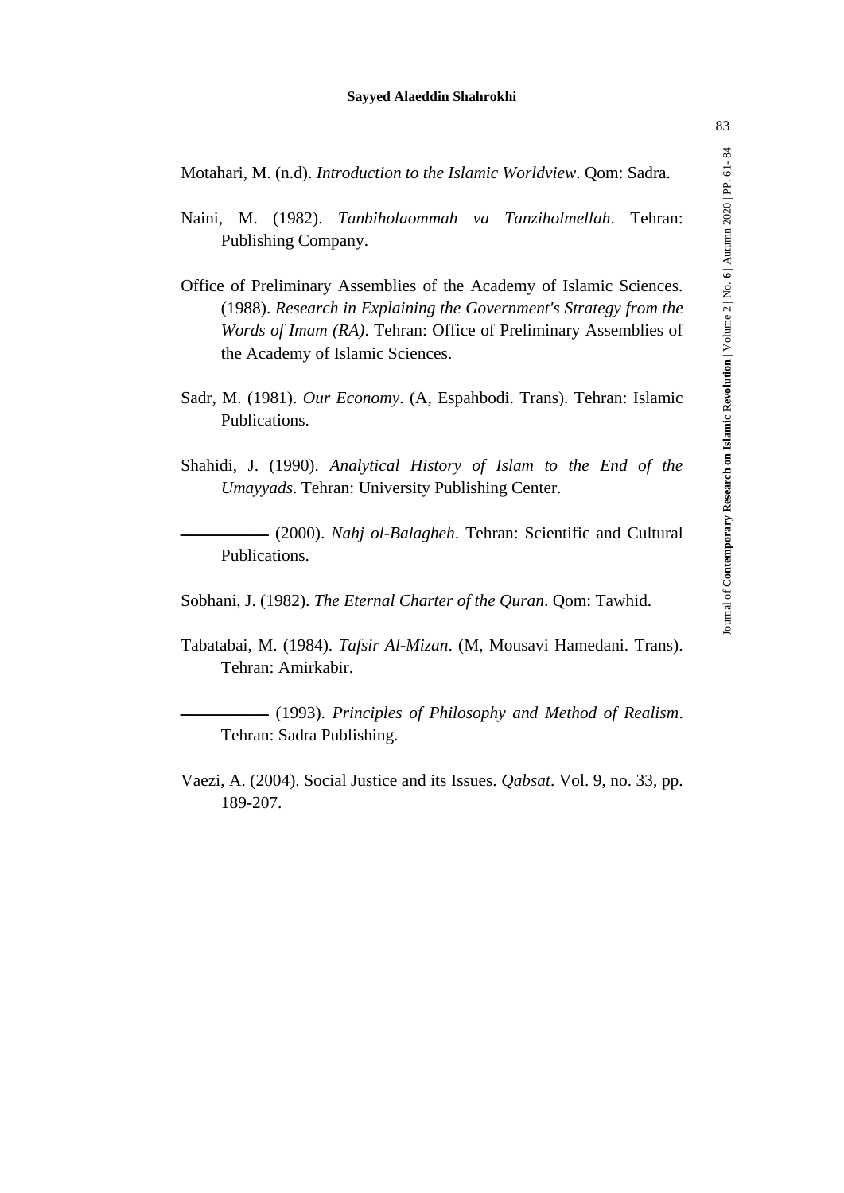Motahari, M. (n.d). *Introduction to the Islamic Worldview*. Qom: Sadra.

Naini, M. (1982). *Tanbiholaommah va Tanziholmellah*. Tehran: Publishing Company.

Office of Preliminary Assemblies of the Academy of Islamic Sciences. (1988). *Research in Explaining the Government's Strategy from the Words of Imam (RA)*. Tehran: Office of Preliminary Assemblies of the Academy of Islamic Sciences.

Sadr, M. (1981). *Our Economy*. (A, Espahbodi. Trans). Tehran: Islamic Publications.

Shahidi, J. (1990). *Analytical History of Islam to the End of the Umayyads*. Tehran: University Publishing Center.

———— (2000). *Nahj ol-Balagheh*. Tehran: Scientific and Cultural Publications.

Sobhani, J. (1982). *The Eternal Charter of the Quran*. Qom: Tawhid.

Tabatabai, M. (1984). *Tafsir Al-Mizan*. (M, Mousavi Hamedani. Trans). Tehran: Amirkabir.

———— (1993). *Principles of Philosophy and Method of Realism*. Tehran: Sadra Publishing.

Vaezi, A. (2004). Social Justice and its Issues. *Qabsat*. Vol. 9, no. 33, pp. 189-207.